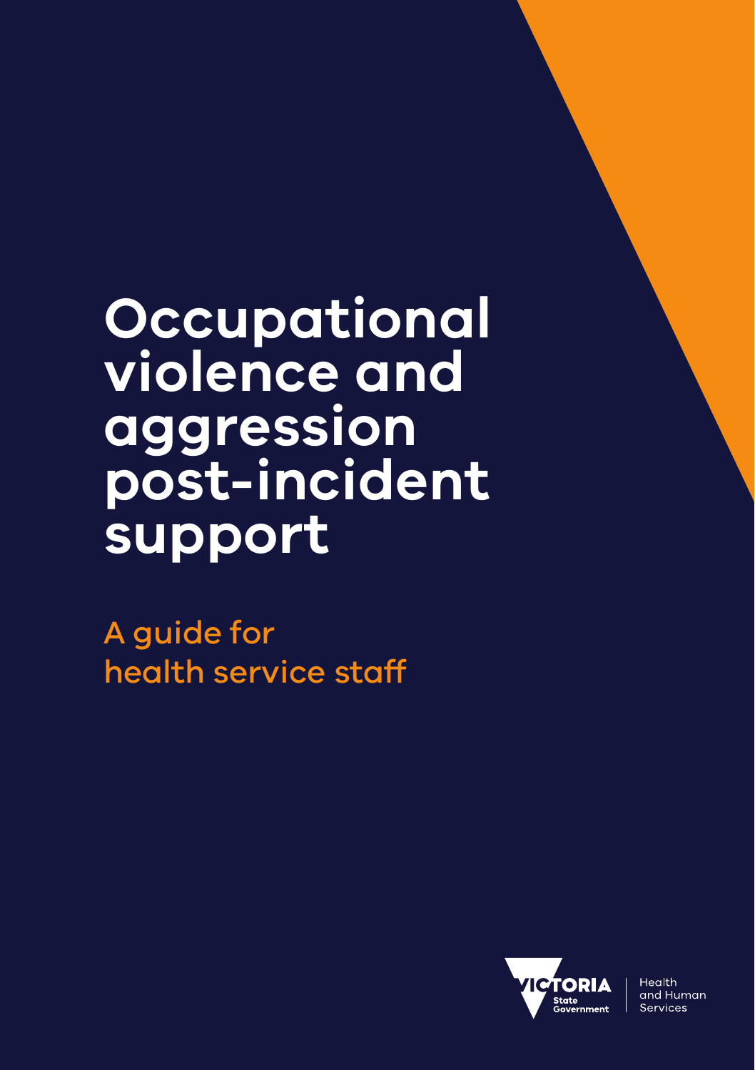# Occupational violence and aggression post-incident support

## A guide for health service staff

VICTORIA State Government

Health and Human Services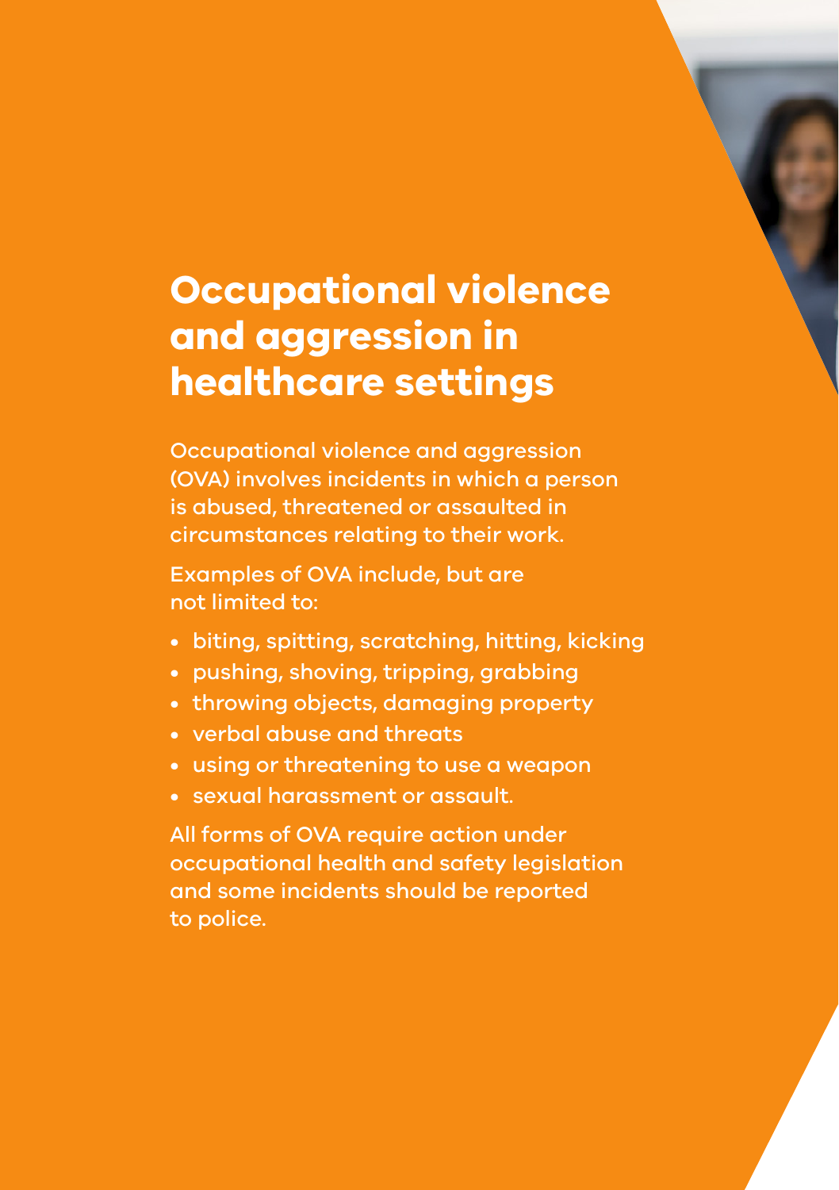# Occupational violence and aggression in healthcare settings

Occupational violence and aggression (OVA) involves incidents in which a person is abused, threatened or assaulted in circumstances relating to their work.

Examples of OVA include, but are not limited to:

- biting, spitting, scratching, hitting, kicking
- pushing, shoving, tripping, grabbing
- throwing objects, damaging property
- verbal abuse and threats
- using or threatening to use a weapon
- sexual harassment or assault.

All forms of OVA require action under occupational health and safety legislation and some incidents should be reported to police.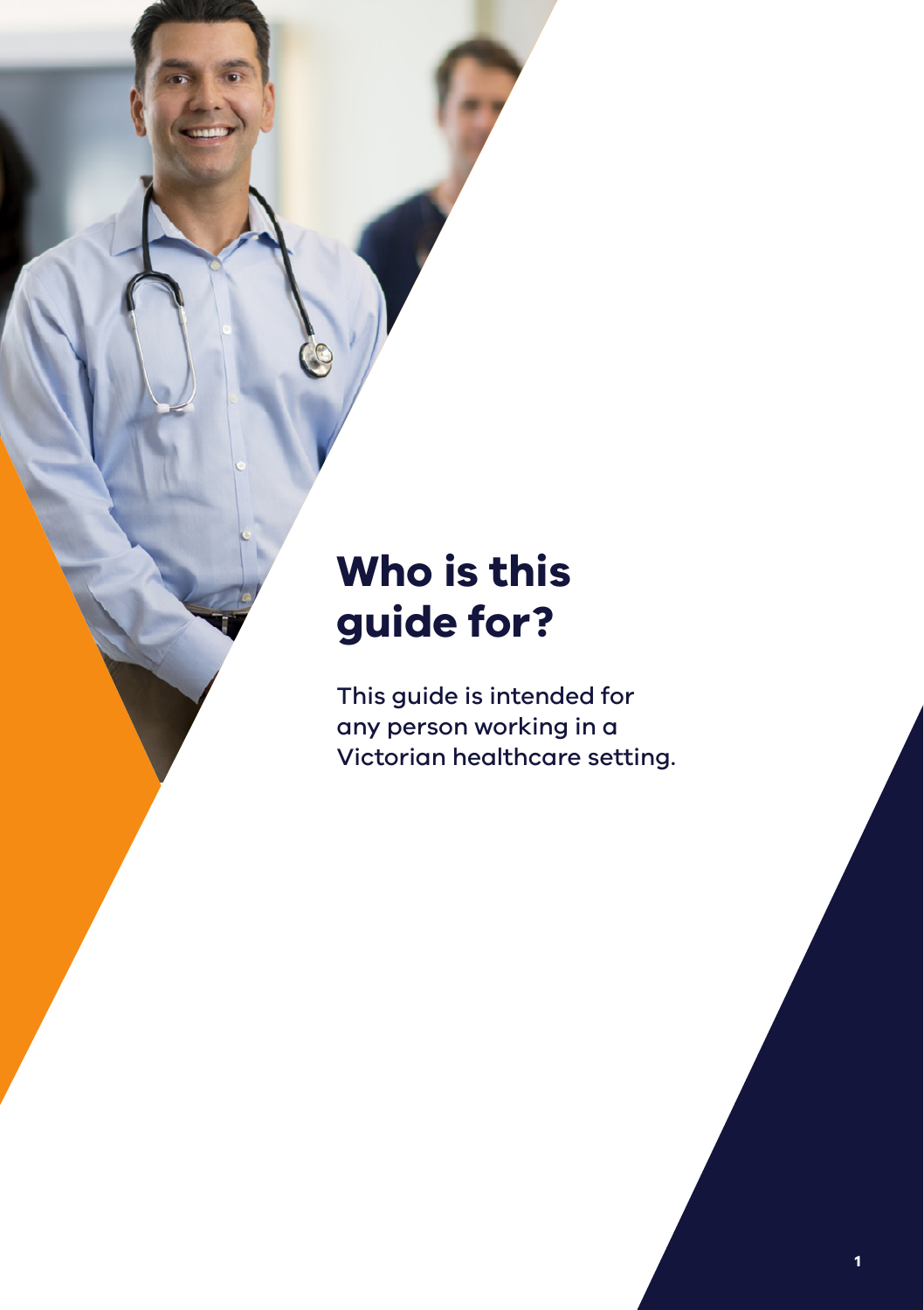# Who is this guide for?

This guide is intended for any person working in a Victorian healthcare setting.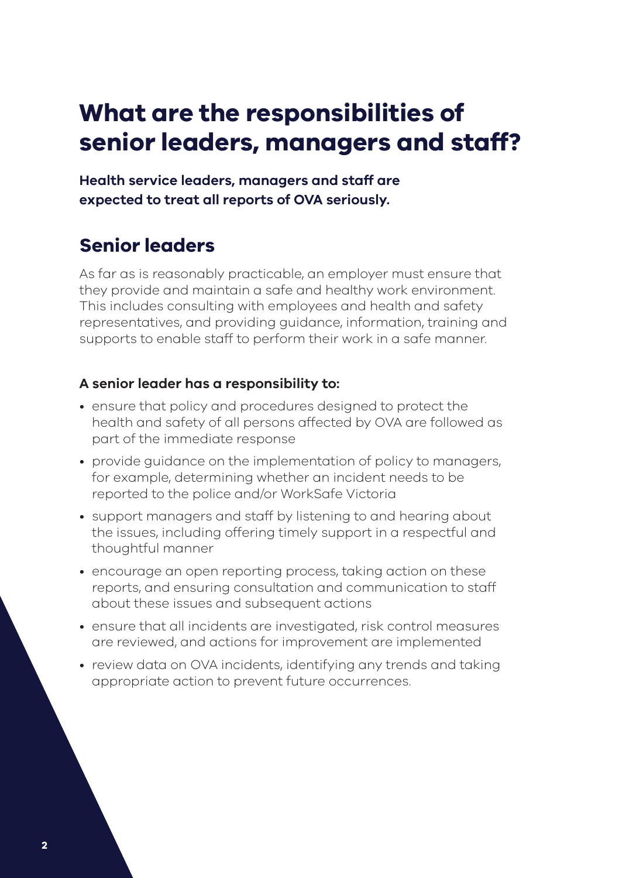# What are the responsibilities of senior leaders, managers and staff?

**Health service leaders, managers and staff are expected to treat all reports of OVA seriously.**

## Senior leaders

As far as is reasonably practicable, an employer must ensure that they provide and maintain a safe and healthy work environment. This includes consulting with employees and health and safety representatives, and providing guidance, information, training and supports to enable staff to perform their work in a safe manner.

**A senior leader has a responsibility to:**

- ensure that policy and procedures designed to protect the health and safety of all persons affected by OVA are followed as part of the immediate response
- provide guidance on the implementation of policy to managers, for example, determining whether an incident needs to be reported to the police and/or WorkSafe Victoria
- support managers and staff by listening to and hearing about the issues, including offering timely support in a respectful and thoughtful manner
- encourage an open reporting process, taking action on these reports, and ensuring consultation and communication to staff about these issues and subsequent actions
- ensure that all incidents are investigated, risk control measures are reviewed, and actions for improvement are implemented
- review data on OVA incidents, identifying any trends and taking appropriate action to prevent future occurrences.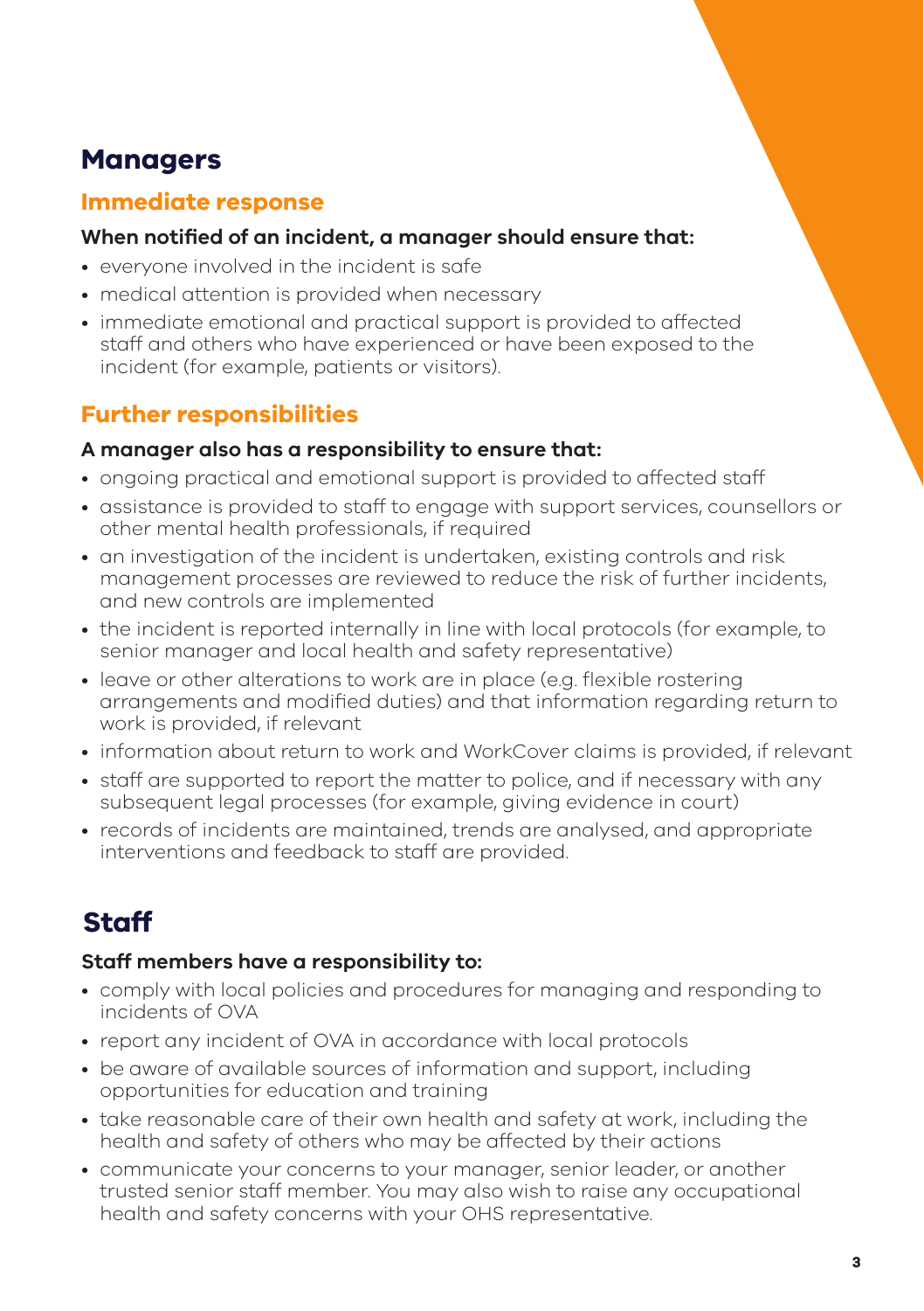## Managers

### Immediate response

**When notified of an incident, a manager should ensure that:**

- everyone involved in the incident is safe
- medical attention is provided when necessary
- immediate emotional and practical support is provided to affected staff and others who have experienced or have been exposed to the incident (for example, patients or visitors).

### Further responsibilities

**A manager also has a responsibility to ensure that:**

- ongoing practical and emotional support is provided to affected staff
- assistance is provided to staff to engage with support services, counsellors or other mental health professionals, if required
- an investigation of the incident is undertaken, existing controls and risk management processes are reviewed to reduce the risk of further incidents, and new controls are implemented
- the incident is reported internally in line with local protocols (for example, to senior manager and local health and safety representative)
- leave or other alterations to work are in place (e.g. flexible rostering arrangements and modified duties) and that information regarding return to work is provided, if relevant
- information about return to work and WorkCover claims is provided, if relevant
- staff are supported to report the matter to police, and if necessary with any subsequent legal processes (for example, giving evidence in court)
- records of incidents are maintained, trends are analysed, and appropriate interventions and feedback to staff are provided.

## Staff

**Staff members have a responsibility to:**

- comply with local policies and procedures for managing and responding to incidents of OVA
- report any incident of OVA in accordance with local protocols
- be aware of available sources of information and support, including opportunities for education and training
- take reasonable care of their own health and safety at work, including the health and safety of others who may be affected by their actions
- communicate your concerns to your manager, senior leader, or another trusted senior staff member. You may also wish to raise any occupational health and safety concerns with your OHS representative.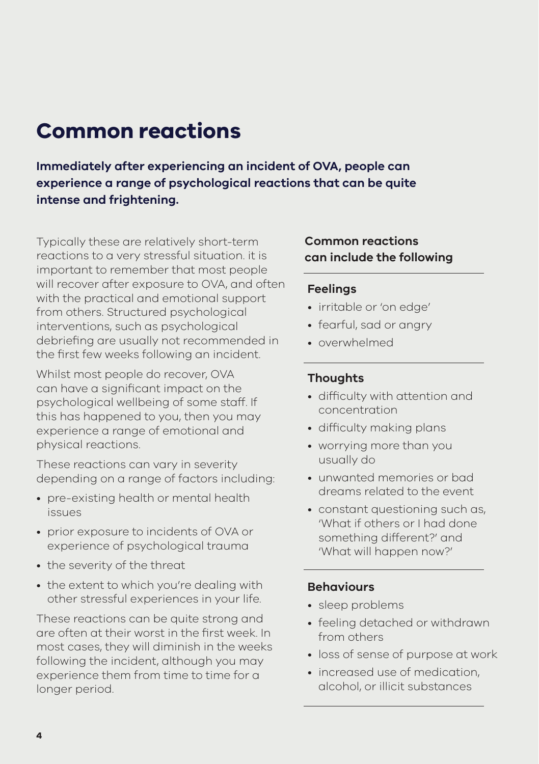# Common reactions

**Immediately after experiencing an incident of OVA, people can experience a range of psychological reactions that can be quite intense and frightening.**

Typically these are relatively short-term reactions to a very stressful situation. it is important to remember that most people will recover after exposure to OVA, and often with the practical and emotional support from others. Structured psychological interventions, such as psychological debriefing are usually not recommended in the first few weeks following an incident.

Whilst most people do recover, OVA can have a significant impact on the psychological wellbeing of some staff. If this has happened to you, then you may experience a range of emotional and physical reactions.

These reactions can vary in severity depending on a range of factors including:

- pre-existing health or mental health issues
- prior exposure to incidents of OVA or experience of psychological trauma
- the severity of the threat
- the extent to which you're dealing with other stressful experiences in your life.

These reactions can be quite strong and are often at their worst in the first week. In most cases, they will diminish in the weeks following the incident, although you may experience them from time to time for a longer period.

### Common reactions can include the following

#### Feelings

- irritable or 'on edge'
- fearful, sad or angry
- overwhelmed

#### Thoughts

- difficulty with attention and concentration
- difficulty making plans
- worrying more than you usually do
- unwanted memories or bad dreams related to the event
- constant questioning such as, 'What if others or I had done something different?' and 'What will happen now?'

#### Behaviours

- sleep problems
- feeling detached or withdrawn from others
- loss of sense of purpose at work
- increased use of medication, alcohol, or illicit substances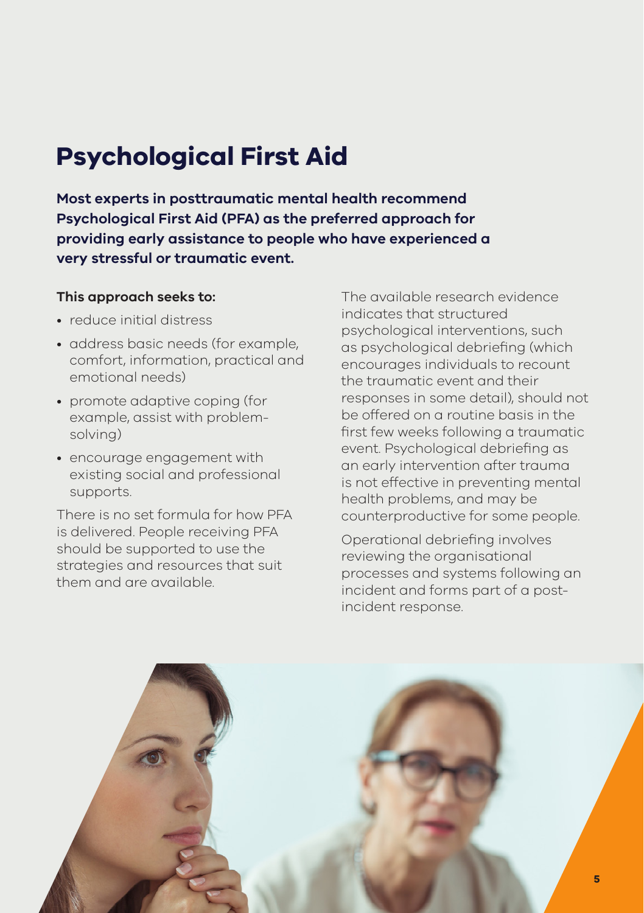# Psychological First Aid

**Most experts in posttraumatic mental health recommend Psychological First Aid (PFA) as the preferred approach for providing early assistance to people who have experienced a very stressful or traumatic event.**

**This approach seeks to:**

- reduce initial distress
- address basic needs (for example, comfort, information, practical and emotional needs)
- promote adaptive coping (for example, assist with problem-solving)
- encourage engagement with existing social and professional supports.

There is no set formula for how PFA is delivered. People receiving PFA should be supported to use the strategies and resources that suit them and are available.

The available research evidence indicates that structured psychological interventions, such as psychological debriefing (which encourages individuals to recount the traumatic event and their responses in some detail), should not be offered on a routine basis in the first few weeks following a traumatic event. Psychological debriefing as an early intervention after trauma is not effective in preventing mental health problems, and may be counterproductive for some people.

Operational debriefing involves reviewing the organisational processes and systems following an incident and forms part of a post-incident response.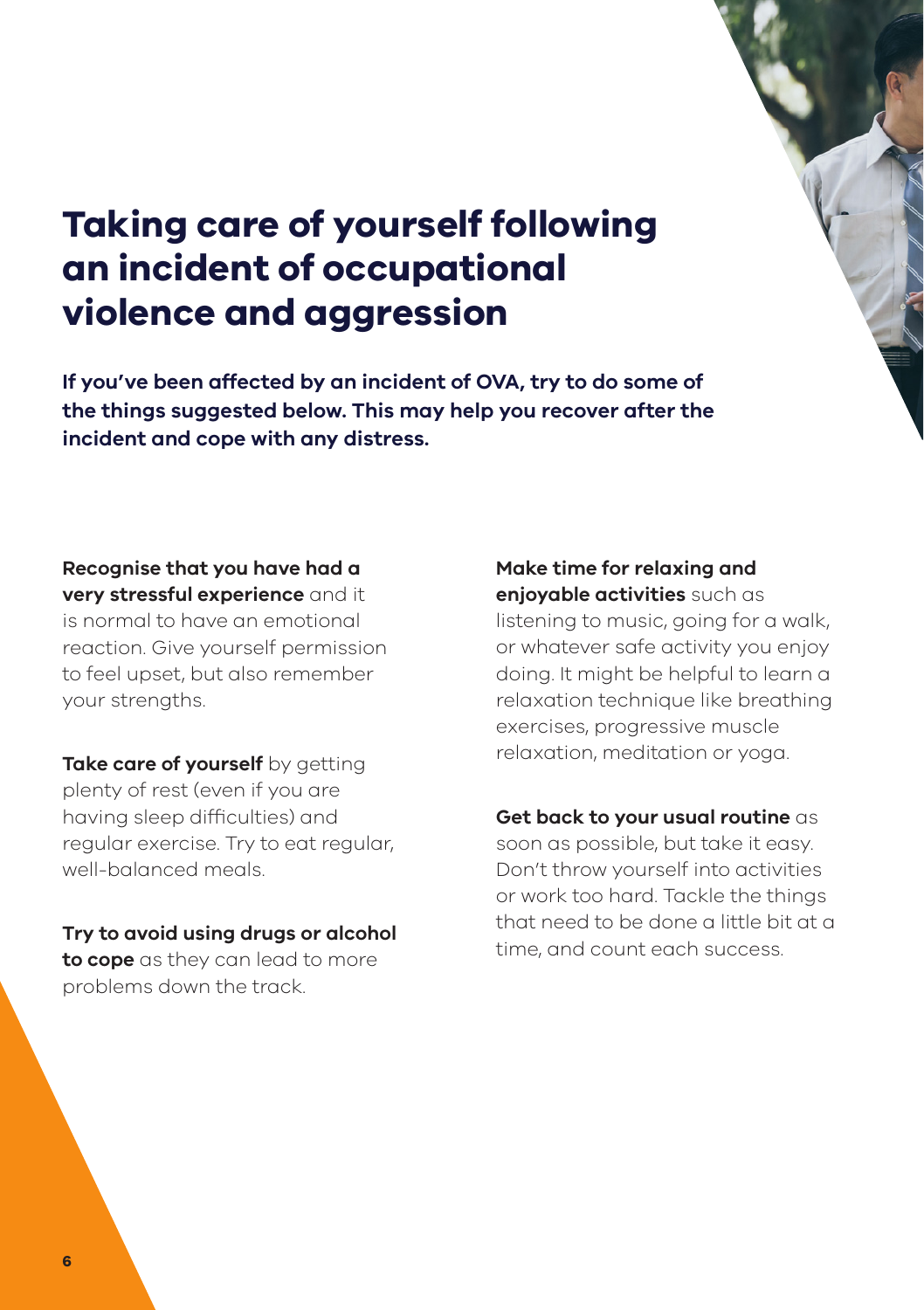# Taking care of yourself following an incident of occupational violence and aggression

**If you've been affected by an incident of OVA, try to do some of the things suggested below. This may help you recover after the incident and cope with any distress.**

**Recognise that you have had a very stressful experience** and it is normal to have an emotional reaction. Give yourself permission to feel upset, but also remember your strengths.

**Take care of yourself** by getting plenty of rest (even if you are having sleep difficulties) and regular exercise. Try to eat regular, well-balanced meals.

**Try to avoid using drugs or alcohol to cope** as they can lead to more problems down the track.

**Make time for relaxing and enjoyable activities** such as listening to music, going for a walk, or whatever safe activity you enjoy doing. It might be helpful to learn a relaxation technique like breathing exercises, progressive muscle relaxation, meditation or yoga.

**Get back to your usual routine** as soon as possible, but take it easy. Don't throw yourself into activities or work too hard. Tackle the things that need to be done a little bit at a time, and count each success.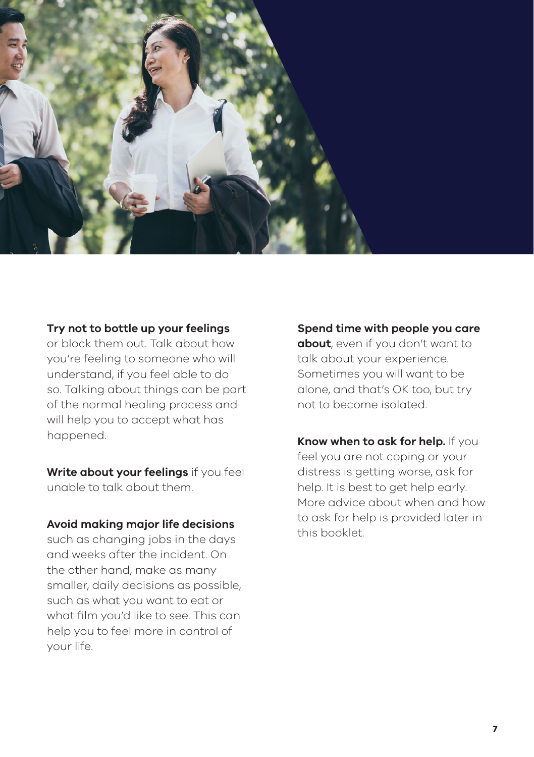**Try not to bottle up your feelings** or block them out. Talk about how you're feeling to someone who will understand, if you feel able to do so. Talking about things can be part of the normal healing process and will help you to accept what has happened.

**Write about your feelings** if you feel unable to talk about them.

**Avoid making major life decisions** such as changing jobs in the days and weeks after the incident. On the other hand, make as many smaller, daily decisions as possible, such as what you want to eat or what film you'd like to see. This can help you to feel more in control of your life.

**Spend time with people you care about**, even if you don't want to talk about your experience. Sometimes you will want to be alone, and that's OK too, but try not to become isolated.

**Know when to ask for help.** If you feel you are not coping or your distress is getting worse, ask for help. It is best to get help early. More advice about when and how to ask for help is provided later in this booklet.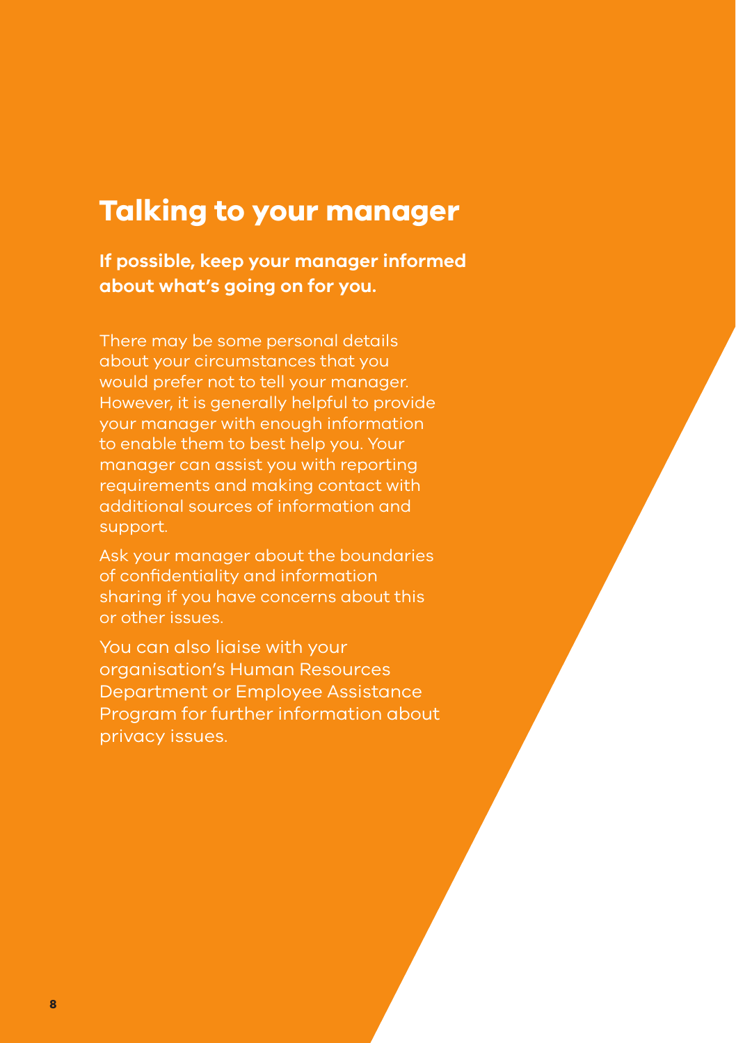## Talking to your manager

**If possible, keep your manager informed about what's going on for you.**

There may be some personal details about your circumstances that you would prefer not to tell your manager. However, it is generally helpful to provide your manager with enough information to enable them to best help you. Your manager can assist you with reporting requirements and making contact with additional sources of information and support.

Ask your manager about the boundaries of confidentiality and information sharing if you have concerns about this or other issues.

You can also liaise with your organisation's Human Resources Department or Employee Assistance Program for further information about privacy issues.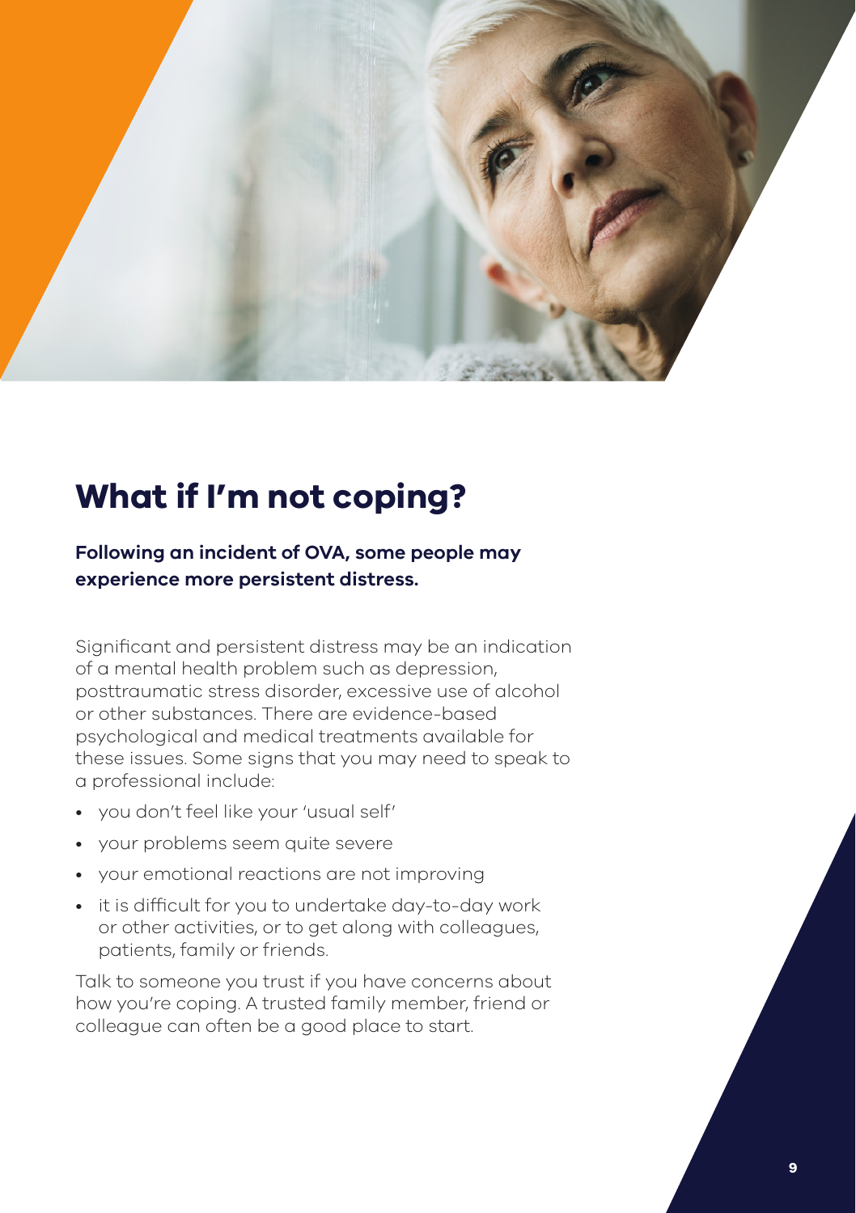# What if I'm not coping?

**Following an incident of OVA, some people may experience more persistent distress.**

Significant and persistent distress may be an indication of a mental health problem such as depression, posttraumatic stress disorder, excessive use of alcohol or other substances. There are evidence-based psychological and medical treatments available for these issues. Some signs that you may need to speak to a professional include:

- you don't feel like your 'usual self'
- your problems seem quite severe
- your emotional reactions are not improving
- it is difficult for you to undertake day-to-day work or other activities, or to get along with colleagues, patients, family or friends.

Talk to someone you trust if you have concerns about how you're coping. A trusted family member, friend or colleague can often be a good place to start.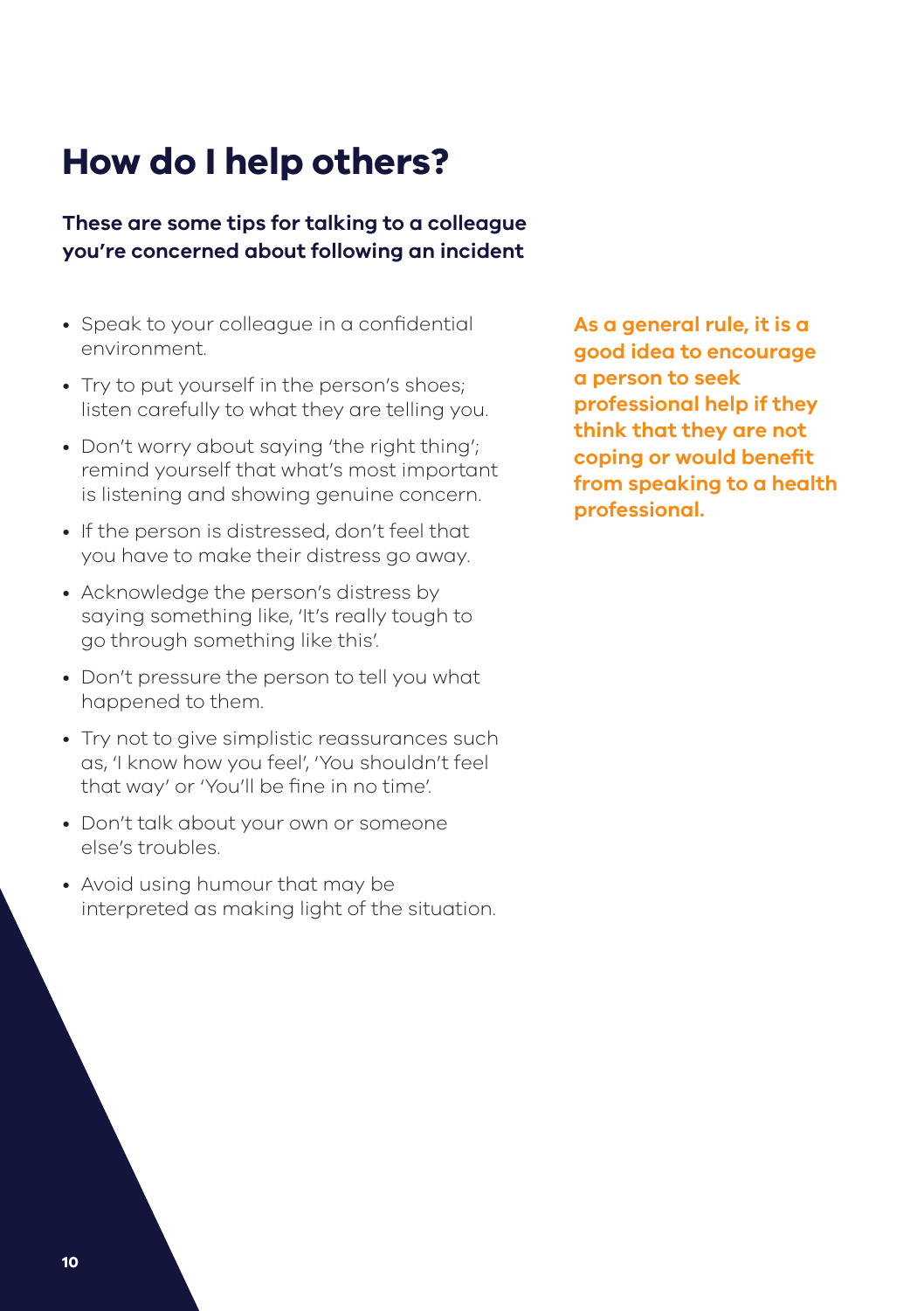# How do I help others?

**These are some tips for talking to a colleague you're concerned about following an incident**

- Speak to your colleague in a confidential environment.
- Try to put yourself in the person's shoes; listen carefully to what they are telling you.
- Don't worry about saying 'the right thing'; remind yourself that what's most important is listening and showing genuine concern.
- If the person is distressed, don't feel that you have to make their distress go away.
- Acknowledge the person's distress by saying something like, 'It's really tough to go through something like this'.
- Don't pressure the person to tell you what happened to them.
- Try not to give simplistic reassurances such as, 'I know how you feel', 'You shouldn't feel that way' or 'You'll be fine in no time'.
- Don't talk about your own or someone else's troubles.
- Avoid using humour that may be interpreted as making light of the situation.

**As a general rule, it is a good idea to encourage a person to seek professional help if they think that they are not coping or would benefit from speaking to a health professional.**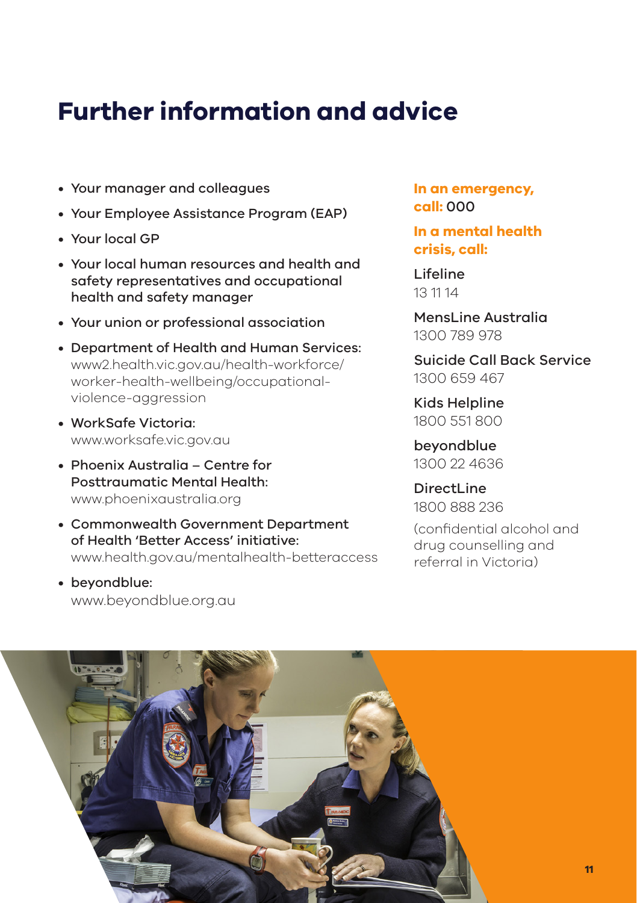# Further information and advice

- Your manager and colleagues
- Your Employee Assistance Program (EAP)
- Your local GP
- Your local human resources and health and safety representatives and occupational health and safety manager
- Your union or professional association
- Department of Health and Human Services: www2.health.vic.gov.au/health-workforce/worker-health-wellbeing/occupational-violence-aggression
- WorkSafe Victoria: www.worksafe.vic.gov.au
- Phoenix Australia – Centre for Posttraumatic Mental Health: www.phoenixaustralia.org
- Commonwealth Government Department of Health 'Better Access' initiative: www.health.gov.au/mentalhealth-betteraccess
- beyondblue: www.beyondblue.org.au

**In an emergency, call:** 000

**In a mental health crisis, call:**

Lifeline
13 11 14

MensLine Australia
1300 789 978

Suicide Call Back Service
1300 659 467

Kids Helpline
1800 551 800

beyondblue
1300 22 4636

DirectLine
1800 888 236
(confidential alcohol and drug counselling and referral in Victoria)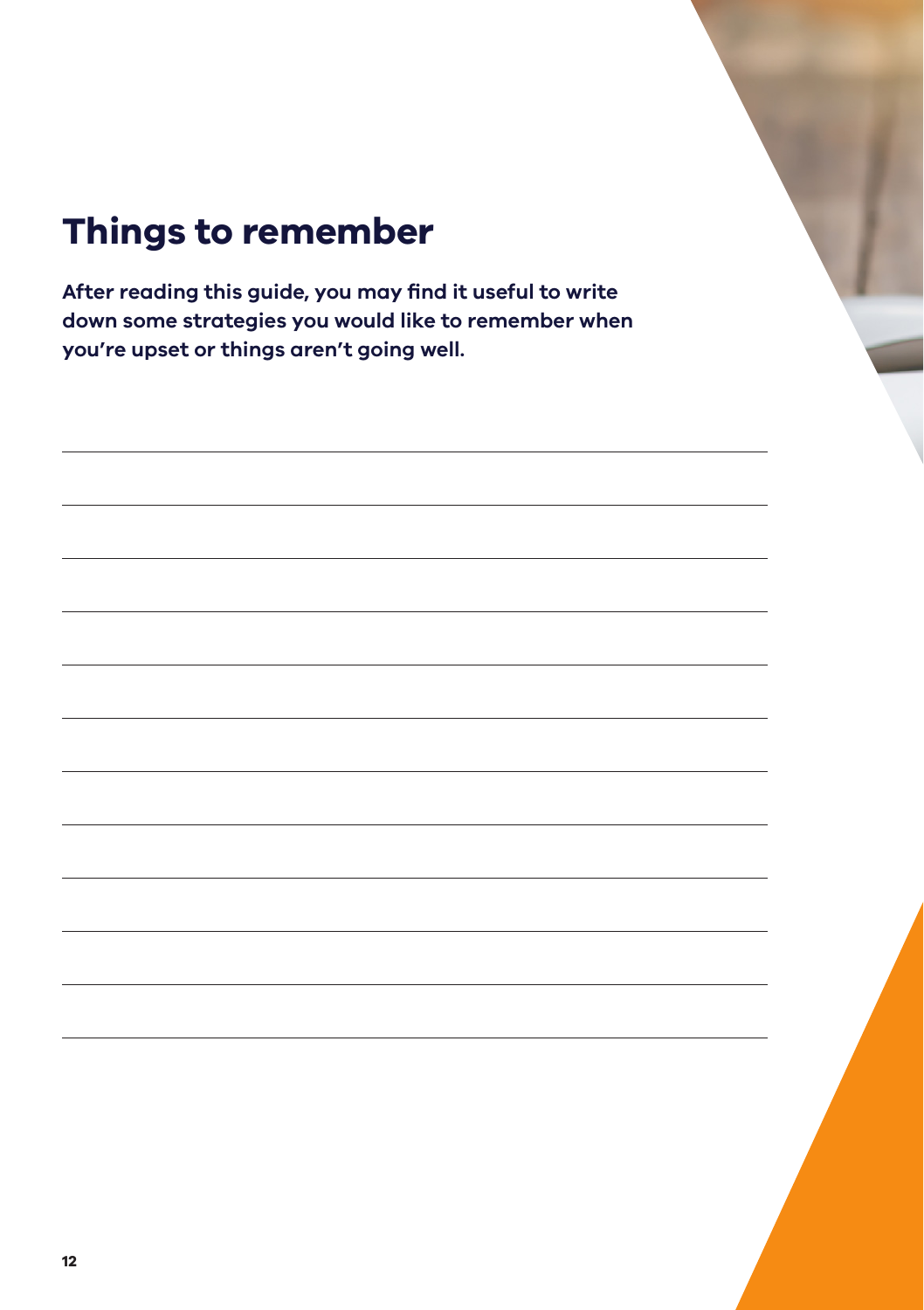# Things to remember

**After reading this guide, you may find it useful to write down some strategies you would like to remember when you're upset or things aren't going well.**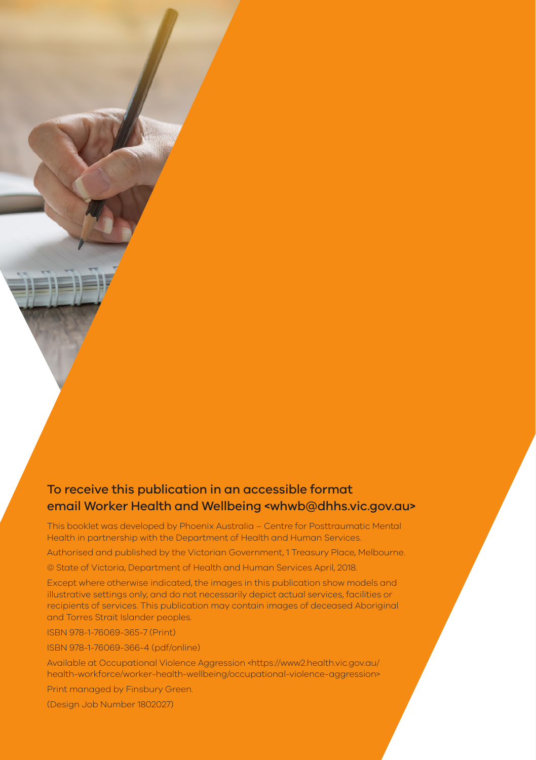**To receive this publication in an accessible format email Worker Health and Wellbeing <whwb@dhhs.vic.gov.au>**

This booklet was developed by Phoenix Australia – Centre for Posttraumatic Mental Health in partnership with the Department of Health and Human Services.

Authorised and published by the Victorian Government, 1 Treasury Place, Melbourne.

© State of Victoria, Department of Health and Human Services April, 2018.

Except where otherwise indicated, the images in this publication show models and illustrative settings only, and do not necessarily depict actual services, facilities or recipients of services. This publication may contain images of deceased Aboriginal and Torres Strait Islander peoples.

ISBN 978-1-76069-365-7 (Print)

ISBN 978-1-76069-366-4 (pdf/online)

Available at Occupational Violence Aggression <https://www2.health.vic.gov.au/health-workforce/worker-health-wellbeing/occupational-violence-aggression>

Print managed by Finsbury Green.

(Design Job Number 1802027)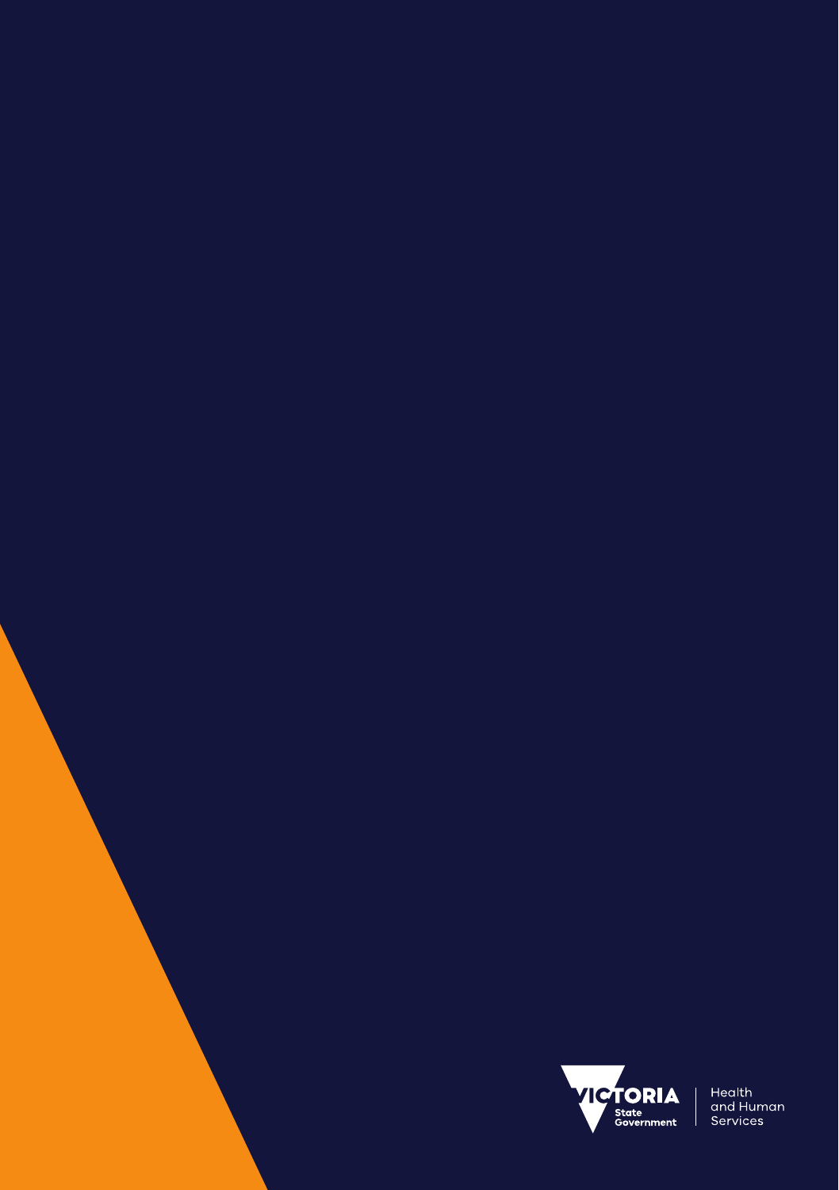VICTORIA
State
Government

Health
and Human
Services